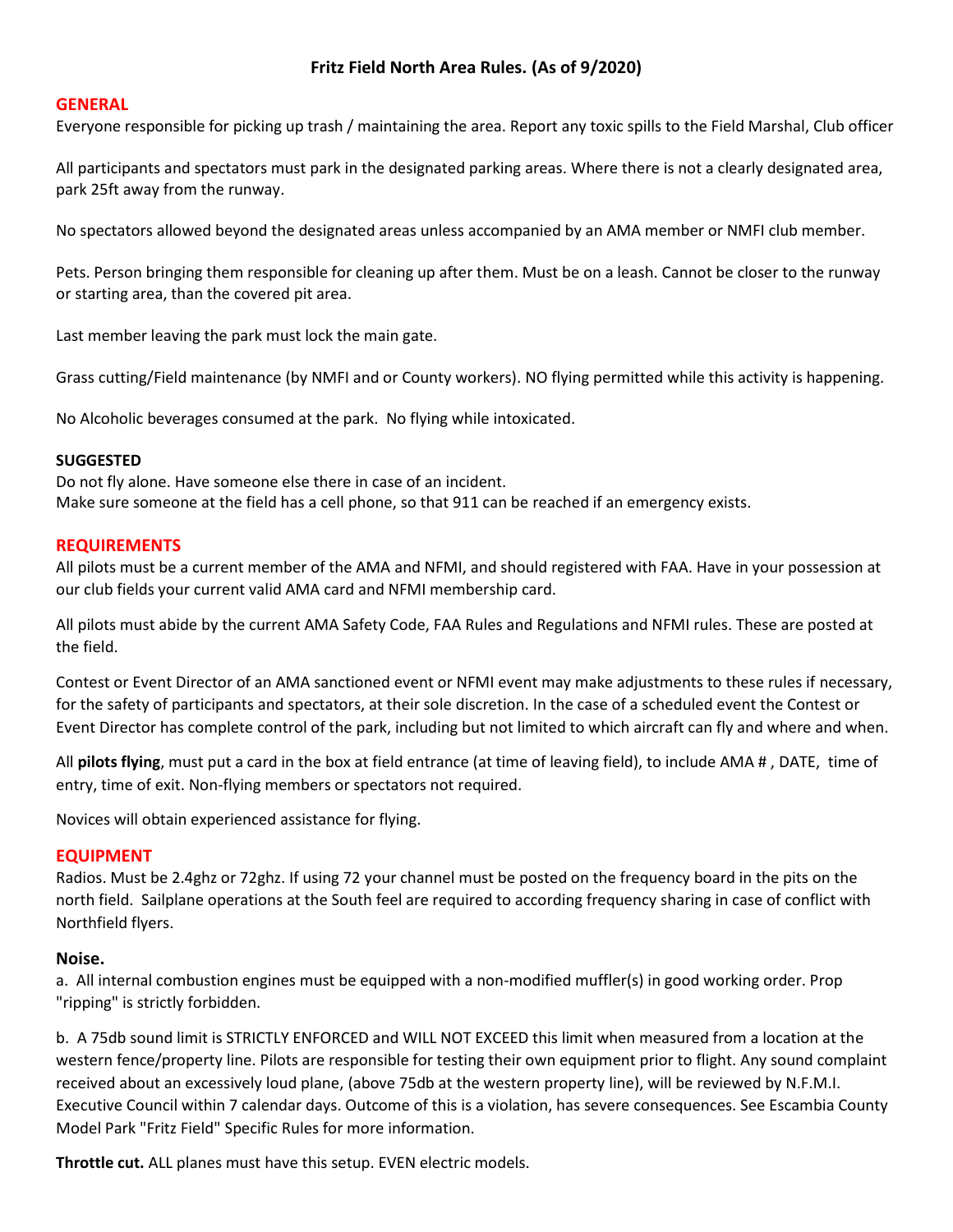# Fritz Field North Area Rules. (As of 9/2020)

## GENERAL

Everyone responsible for picking up trash / maintaining the area. Report any toxic spills to the Field Marshal, Club officer

All participants and spectators must park in the designated parking areas. Where there is not a clearly designated area, park 25ft away from the runway.

No spectators allowed beyond the designated areas unless accompanied by an AMA member or NMFI club member.

Pets. Person bringing them responsible for cleaning up after them. Must be on a leash. Cannot be closer to the runway or starting area, than the covered pit area.

Last member leaving the park must lock the main gate.

Grass cutting/Field maintenance (by NMFI and or County workers). NO flying permitted while this activity is happening.

No Alcoholic beverages consumed at the park. No flying while intoxicated.

**SUGGESTED**

Do not fly alone. Have someone else there in case of an incident.
Make sure someone at the field has a cell phone, so that 911 can be reached if an emergency exists.

## REQUIREMENTS

All pilots must be a current member of the AMA and NFMI, and should registered with FAA. Have in your possession at our club fields your current valid AMA card and NFMI membership card.

All pilots must abide by the current AMA Safety Code, FAA Rules and Regulations and NFMI rules. These are posted at the field.

Contest or Event Director of an AMA sanctioned event or NFMI event may make adjustments to these rules if necessary, for the safety of participants and spectators, at their sole discretion. In the case of a scheduled event the Contest or Event Director has complete control of the park, including but not limited to which aircraft can fly and where and when.

All **pilots flying**, must put a card in the box at field entrance (at time of leaving field), to include AMA # , DATE, time of entry, time of exit. Non-flying members or spectators not required.

Novices will obtain experienced assistance for flying.

## EQUIPMENT

Radios. Must be 2.4ghz or 72ghz. If using 72 your channel must be posted on the frequency board in the pits on the north field. Sailplane operations at the South feel are required to according frequency sharing in case of conflict with Northfield flyers.

### Noise.

a. All internal combustion engines must be equipped with a non-modified muffler(s) in good working order. Prop "ripping" is strictly forbidden.

b. A 75db sound limit is STRICTLY ENFORCED and WILL NOT EXCEED this limit when measured from a location at the western fence/property line. Pilots are responsible for testing their own equipment prior to flight. Any sound complaint received about an excessively loud plane, (above 75db at the western property line), will be reviewed by N.F.M.I. Executive Council within 7 calendar days. Outcome of this is a violation, has severe consequences. See Escambia County Model Park "Fritz Field" Specific Rules for more information.

**Throttle cut.** ALL planes must have this setup. EVEN electric models.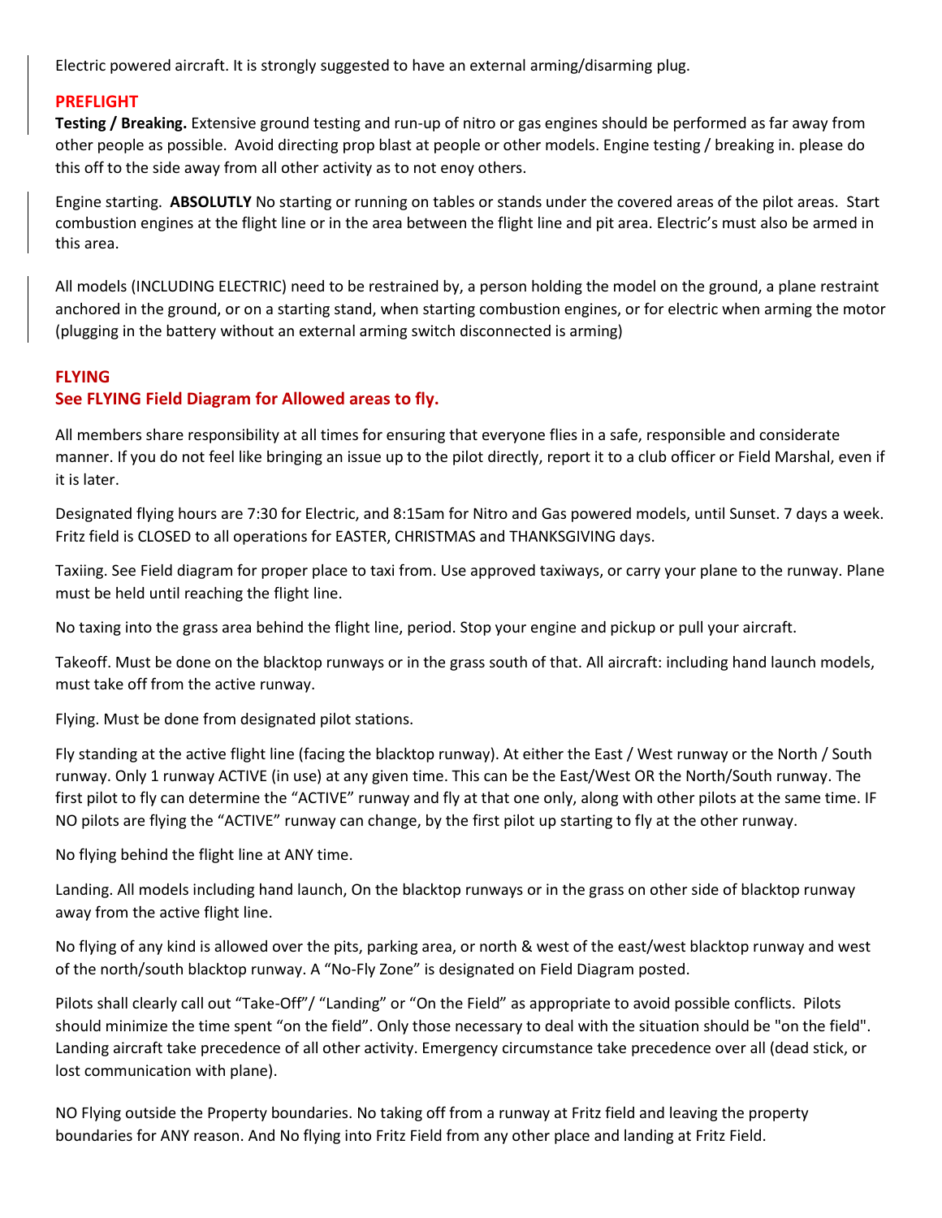Electric powered aircraft. It is strongly suggested to have an external arming/disarming plug.

## PREFLIGHT

**Testing / Breaking.** Extensive ground testing and run-up of nitro or gas engines should be performed as far away from other people as possible. Avoid directing prop blast at people or other models. Engine testing / breaking in. please do this off to the side away from all other activity as to not enoy others.

Engine starting. **ABSOLUTLY** No starting or running on tables or stands under the covered areas of the pilot areas. Start combustion engines at the flight line or in the area between the flight line and pit area. Electric's must also be armed in this area.

All models (INCLUDING ELECTRIC) need to be restrained by, a person holding the model on the ground, a plane restraint anchored in the ground, or on a starting stand, when starting combustion engines, or for electric when arming the motor (plugging in the battery without an external arming switch disconnected is arming)

## FLYING

### See FLYING Field Diagram for Allowed areas to fly.

All members share responsibility at all times for ensuring that everyone flies in a safe, responsible and considerate manner. If you do not feel like bringing an issue up to the pilot directly, report it to a club officer or Field Marshal, even if it is later.

Designated flying hours are 7:30 for Electric, and 8:15am for Nitro and Gas powered models, until Sunset. 7 days a week. Fritz field is CLOSED to all operations for EASTER, CHRISTMAS and THANKSGIVING days.

Taxiing. See Field diagram for proper place to taxi from. Use approved taxiways, or carry your plane to the runway. Plane must be held until reaching the flight line.

No taxing into the grass area behind the flight line, period. Stop your engine and pickup or pull your aircraft.

Takeoff. Must be done on the blacktop runways or in the grass south of that. All aircraft: including hand launch models, must take off from the active runway.

Flying. Must be done from designated pilot stations.

Fly standing at the active flight line (facing the blacktop runway). At either the East / West runway or the North / South runway. Only 1 runway ACTIVE (in use) at any given time. This can be the East/West OR the North/South runway. The first pilot to fly can determine the "ACTIVE" runway and fly at that one only, along with other pilots at the same time. IF NO pilots are flying the "ACTIVE" runway can change, by the first pilot up starting to fly at the other runway.

No flying behind the flight line at ANY time.

Landing. All models including hand launch, On the blacktop runways or in the grass on other side of blacktop runway away from the active flight line.

No flying of any kind is allowed over the pits, parking area, or north & west of the east/west blacktop runway and west of the north/south blacktop runway. A "No-Fly Zone" is designated on Field Diagram posted.

Pilots shall clearly call out "Take-Off"/ "Landing" or "On the Field" as appropriate to avoid possible conflicts. Pilots should minimize the time spent "on the field". Only those necessary to deal with the situation should be "on the field". Landing aircraft take precedence of all other activity. Emergency circumstance take precedence over all (dead stick, or lost communication with plane).

NO Flying outside the Property boundaries. No taking off from a runway at Fritz field and leaving the property boundaries for ANY reason. And No flying into Fritz Field from any other place and landing at Fritz Field.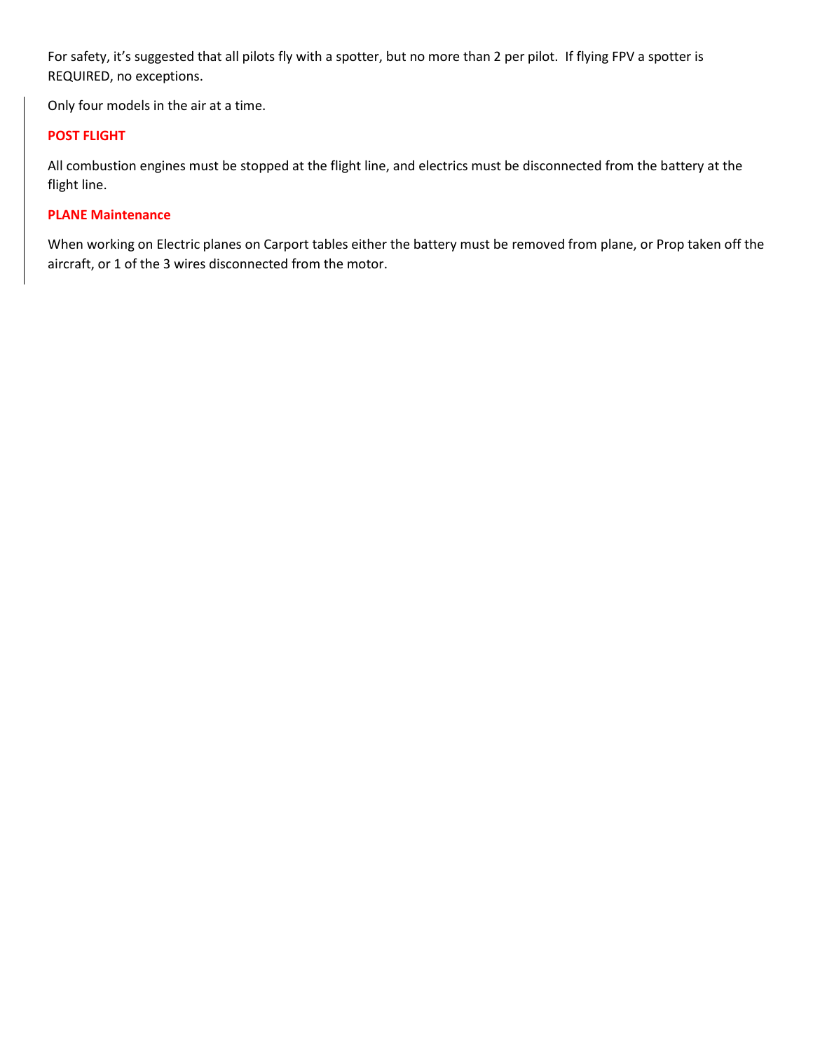For safety, it's suggested that all pilots fly with a spotter, but no more than 2 per pilot.  If flying FPV a spotter is REQUIRED, no exceptions.

Only four models in the air at a time.

### POST FLIGHT

All combustion engines must be stopped at the flight line, and electrics must be disconnected from the battery at the flight line.

### PLANE Maintenance

When working on Electric planes on Carport tables either the battery must be removed from plane, or Prop taken off the aircraft, or 1 of the 3 wires disconnected from the motor.